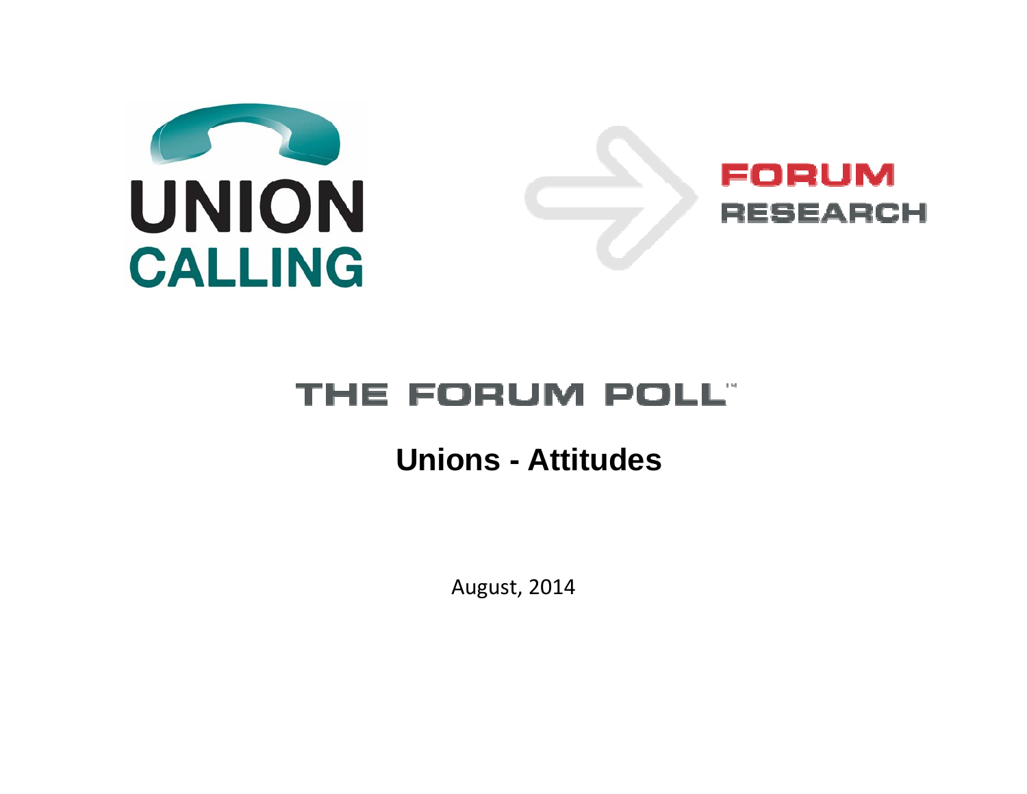UNION CALLING

FORUM RESEARCH

# THE FORUM POLL™

## Unions - Attitudes

August, 2014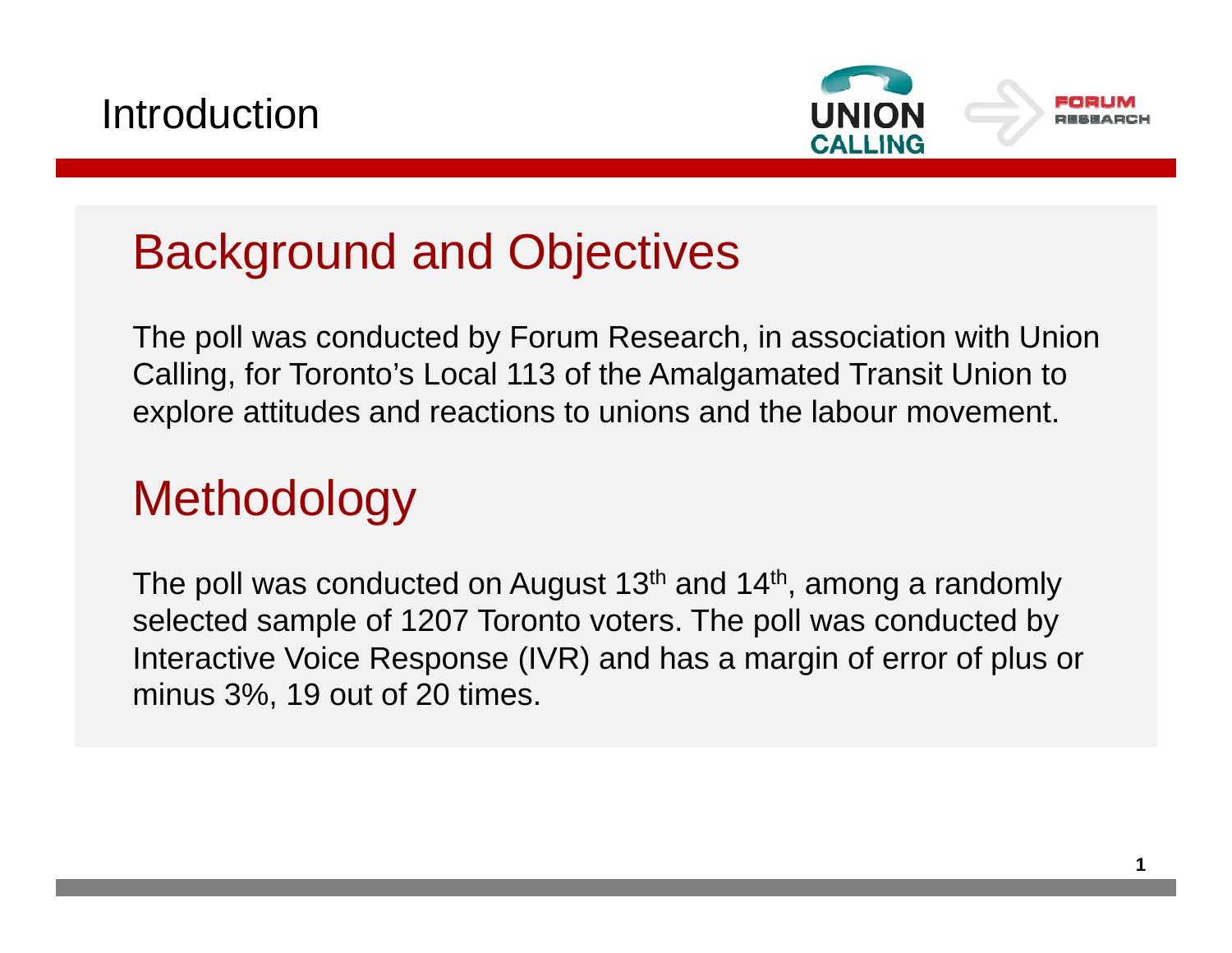# Introduction

## Background and Objectives

The poll was conducted by Forum Research, in association with Union Calling, for Toronto's Local 113 of the Amalgamated Transit Union to explore attitudes and reactions to unions and the labour movement.

## Methodology

The poll was conducted on August 13th and 14th, among a randomly selected sample of 1207 Toronto voters. The poll was conducted by Interactive Voice Response (IVR) and has a margin of error of plus or minus 3%, 19 out of 20 times.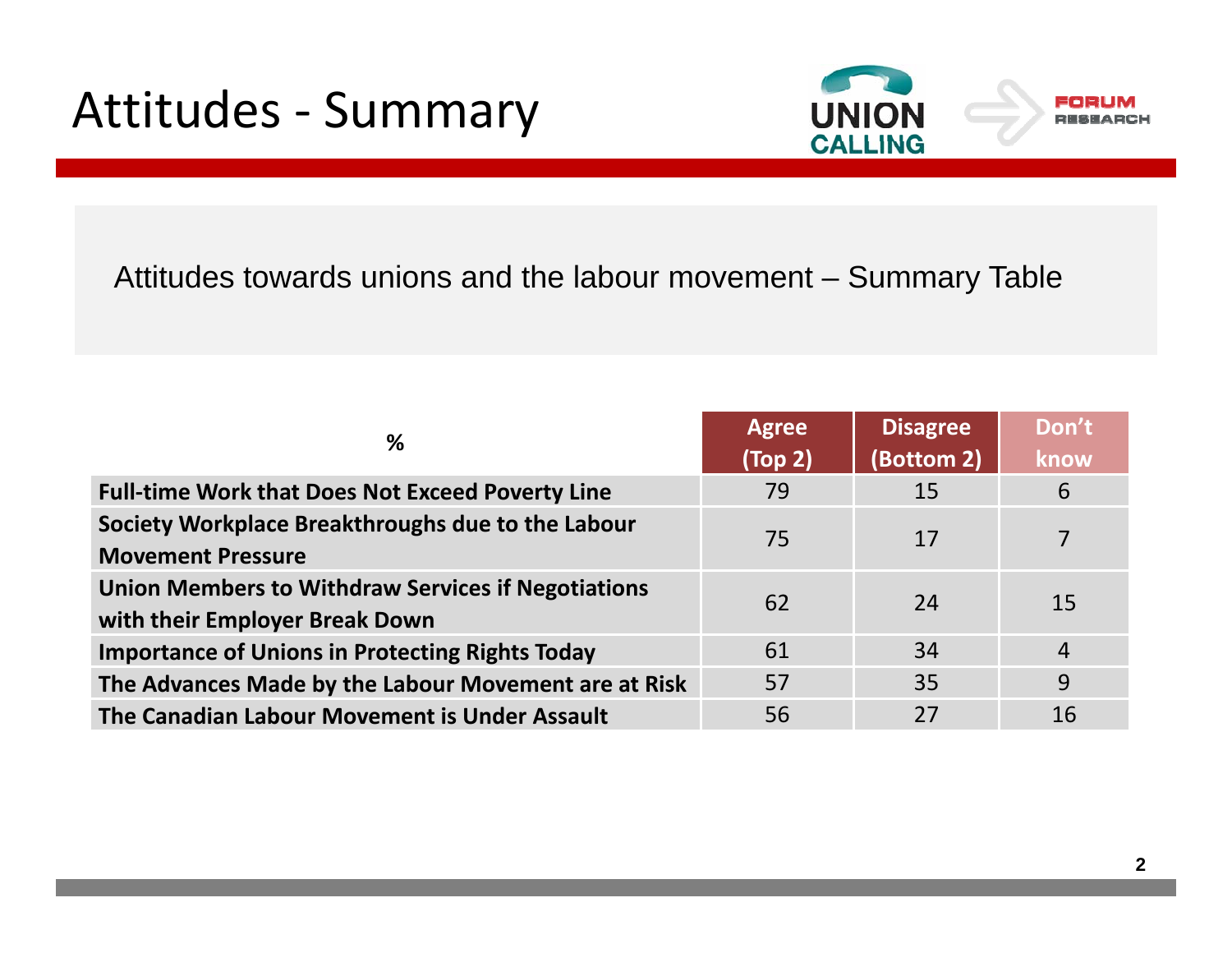# Attitudes - Summary

Attitudes towards unions and the labour movement – Summary Table

| % | Agree (Top 2) | Disagree (Bottom 2) | Don't know |
|---|---|---|---|
| **Full-time Work that Does Not Exceed Poverty Line** | 79 | 15 | 6 |
| **Society Workplace Breakthroughs due to the Labour Movement Pressure** | 75 | 17 | 7 |
| **Union Members to Withdraw Services if Negotiations with their Employer Break Down** | 62 | 24 | 15 |
| **Importance of Unions in Protecting Rights Today** | 61 | 34 | 4 |
| **The Advances Made by the Labour Movement are at Risk** | 57 | 35 | 9 |
| **The Canadian Labour Movement is Under Assault** | 56 | 27 | 16 |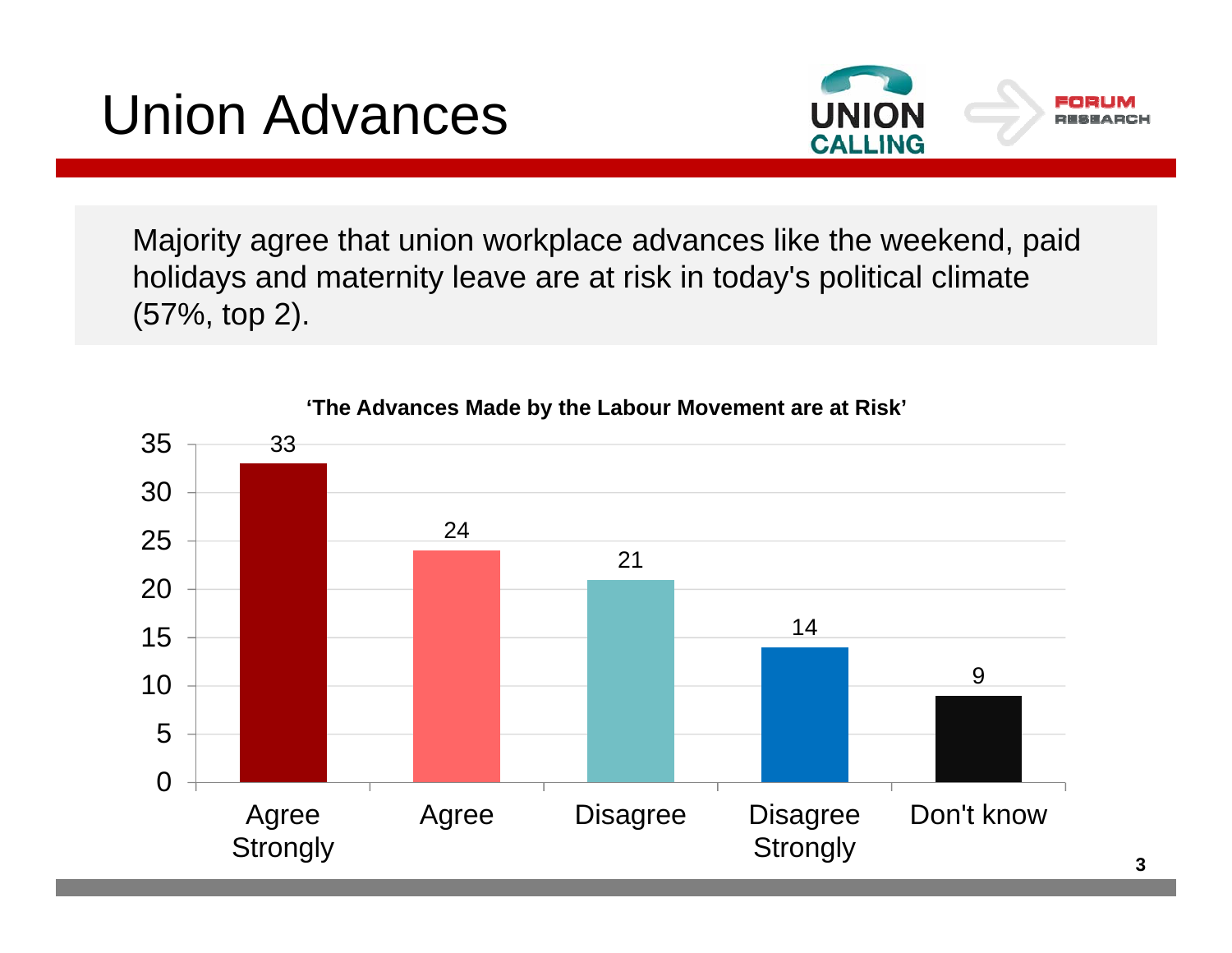# Union Advances

Majority agree that union workplace advances like the weekend, paid holidays and maternity leave are at risk in today's political climate (57%, top 2).

**'The Advances Made by the Labour Movement are at Risk'**

| Response | % |
|---|---|
| Agree Strongly | 33 |
| Agree | 24 |
| Disagree | 21 |
| Disagree Strongly | 14 |
| Don't know | 9 |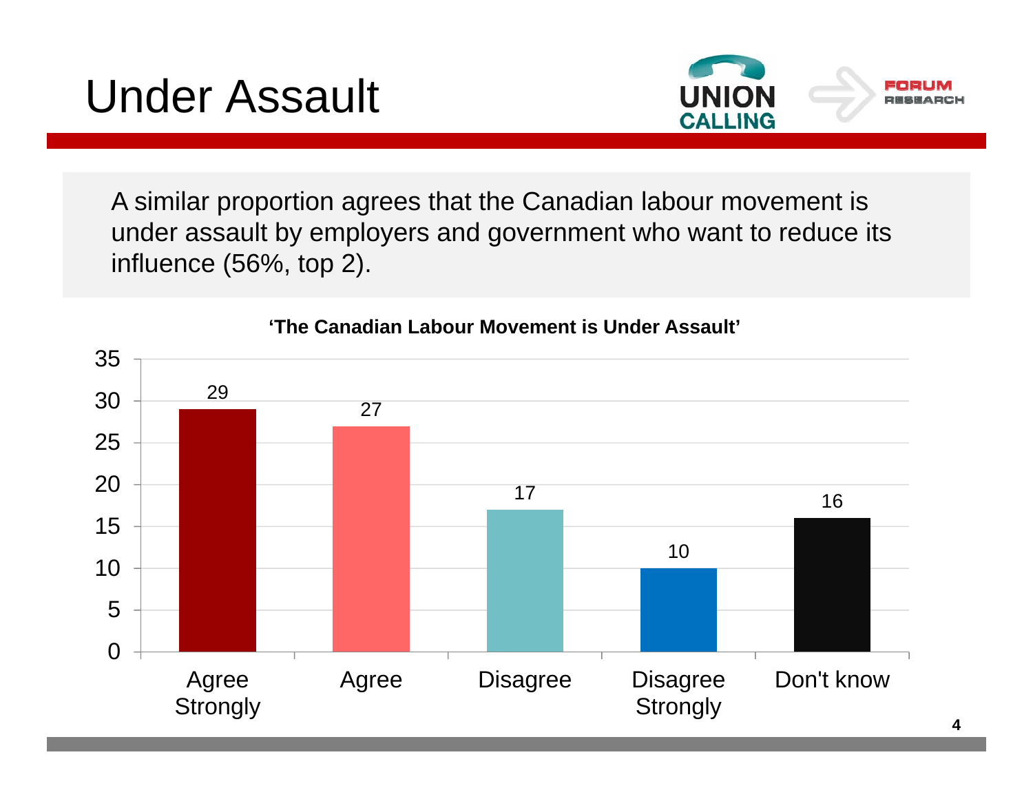# Under Assault

A similar proportion agrees that the Canadian labour movement is under assault by employers and government who want to reduce its influence (56%, top 2).

**'The Canadian Labour Movement is Under Assault'**

| Response | % |
|---|---|
| Agree Strongly | 29 |
| Agree | 27 |
| Disagree | 17 |
| Disagree Strongly | 10 |
| Don't know | 16 |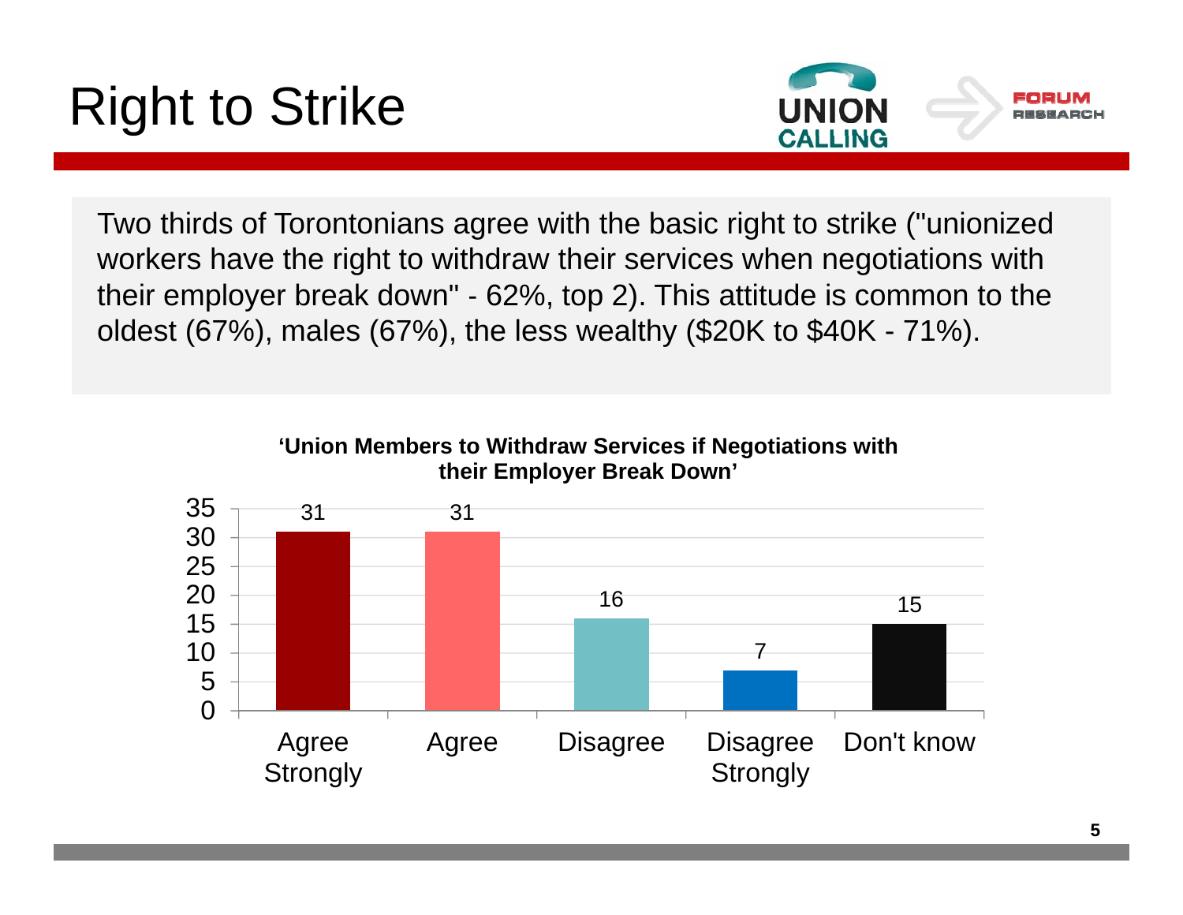# Right to Strike

Two thirds of Torontonians agree with the basic right to strike ("unionized workers have the right to withdraw their services when negotiations with their employer break down" - 62%, top 2). This attitude is common to the oldest (67%), males (67%), the less wealthy ($20K to $40K - 71%).

**'Union Members to Withdraw Services if Negotiations with their Employer Break Down'**

| Response | % |
|---|---|
| Agree Strongly | 31 |
| Agree | 31 |
| Disagree | 16 |
| Disagree Strongly | 7 |
| Don't know | 15 |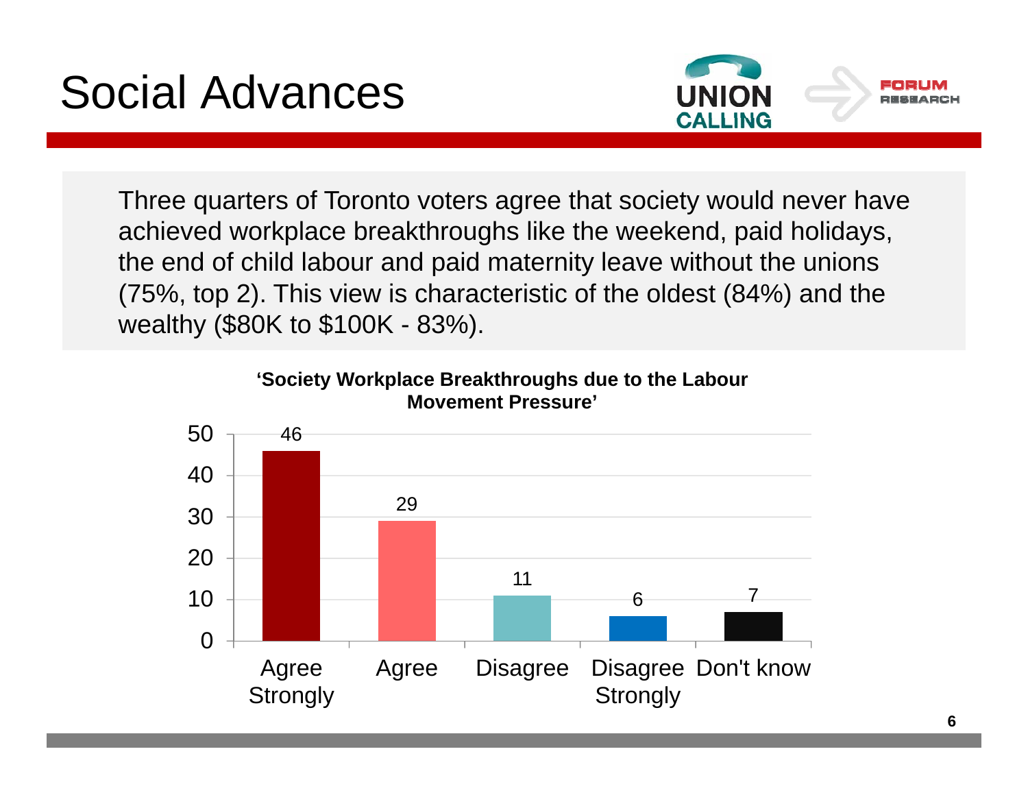# Social Advances

Three quarters of Toronto voters agree that society would never have achieved workplace breakthroughs like the weekend, paid holidays, the end of child labour and paid maternity leave without the unions (75%, top 2). This view is characteristic of the oldest (84%) and the wealthy ($80K to $100K - 83%).

**'Society Workplace Breakthroughs due to the Labour Movement Pressure'**

| Response | % |
|---|---|
| Agree Strongly | 46 |
| Agree | 29 |
| Disagree | 11 |
| Disagree Strongly | 6 |
| Don't know | 7 |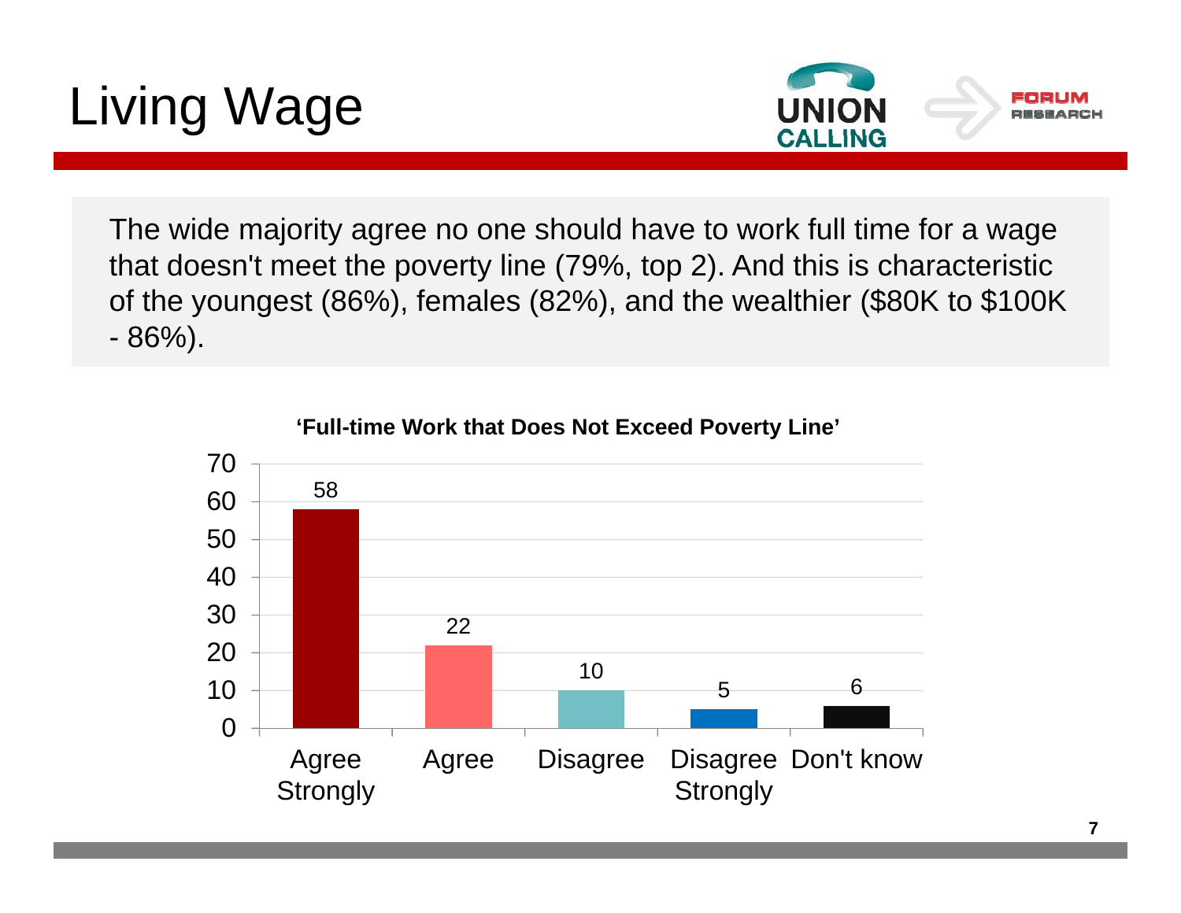# Living Wage

The wide majority agree no one should have to work full time for a wage that doesn't meet the poverty line (79%, top 2). And this is characteristic of the youngest (86%), females (82%), and the wealthier ($80K to $100K - 86%).

**'Full-time Work that Does Not Exceed Poverty Line'**

| Response | % |
|---|---|
| Agree Strongly | 58 |
| Agree | 22 |
| Disagree | 10 |
| Disagree Strongly | 5 |
| Don't know | 6 |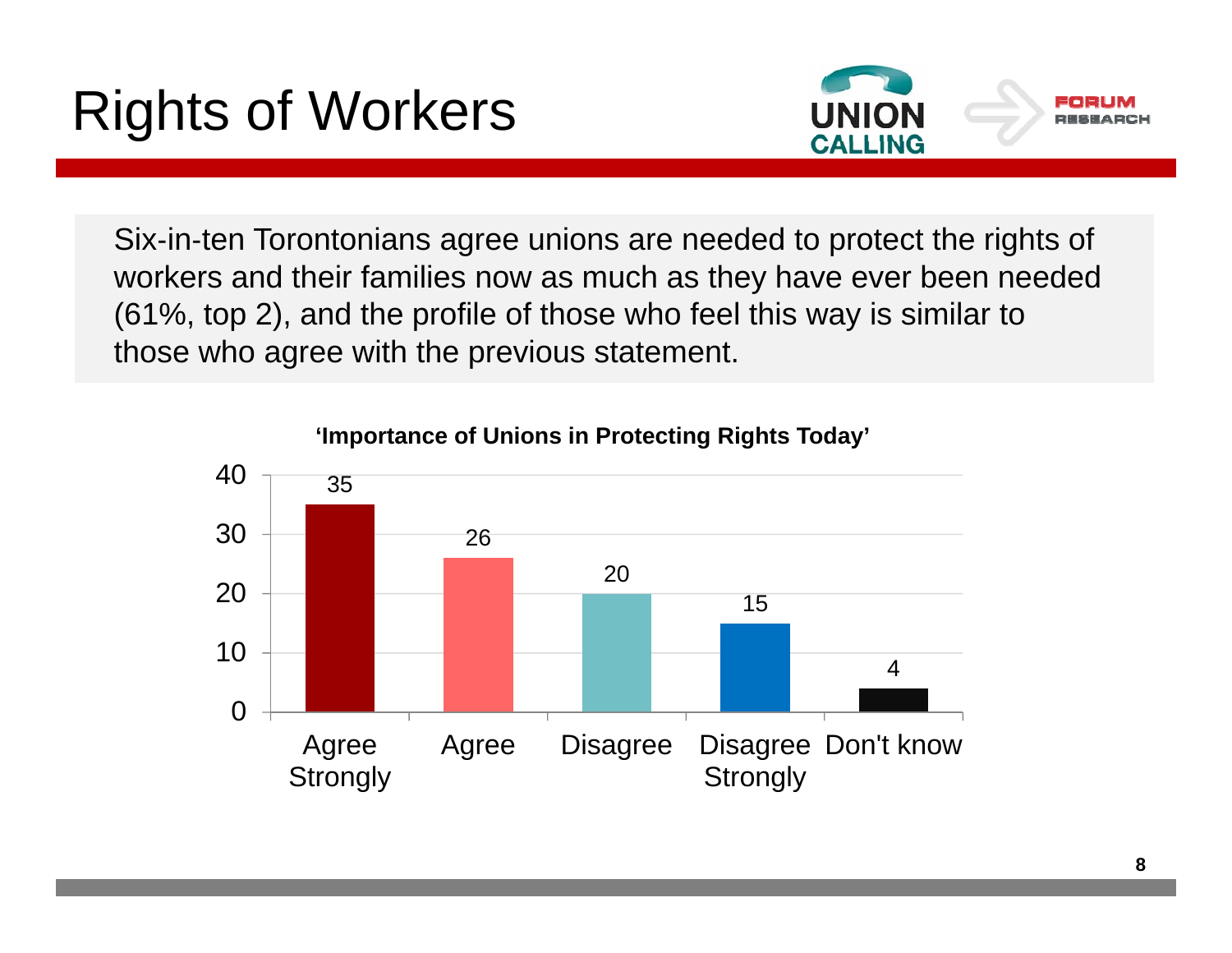# Rights of Workers

Six-in-ten Torontonians agree unions are needed to protect the rights of workers and their families now as much as they have ever been needed (61%, top 2), and the profile of those who feel this way is similar to those who agree with the previous statement.

**'Importance of Unions in Protecting Rights Today'**

| Response | % |
|---|---|
| Agree Strongly | 35 |
| Agree | 26 |
| Disagree | 20 |
| Disagree Strongly | 15 |
| Don't know | 4 |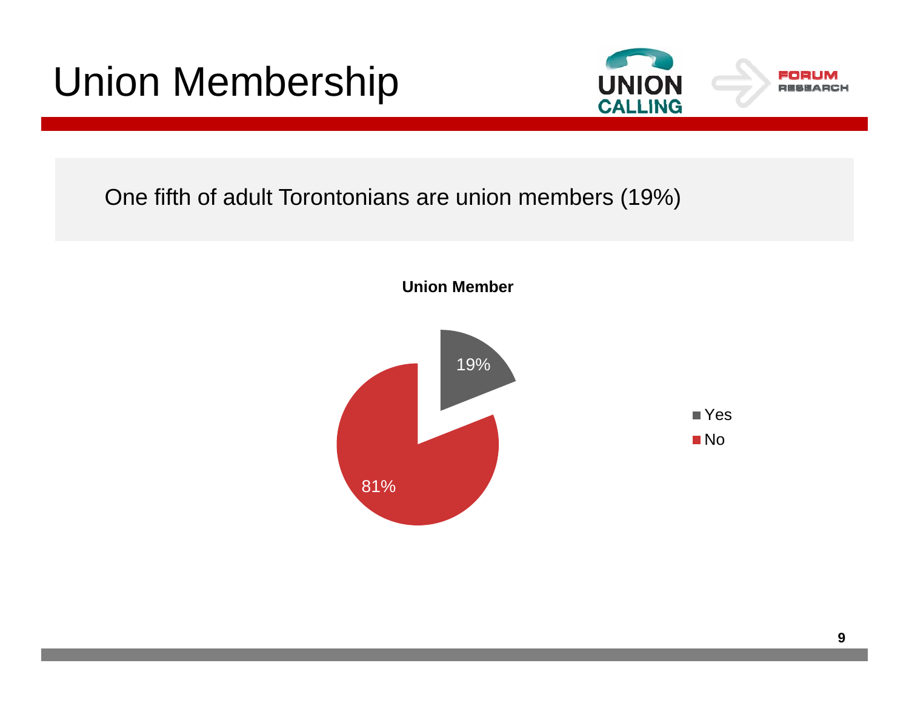# Union Membership

One fifth of adult Torontonians are union members (19%)

**Union Member**

19%

81%

Yes

No